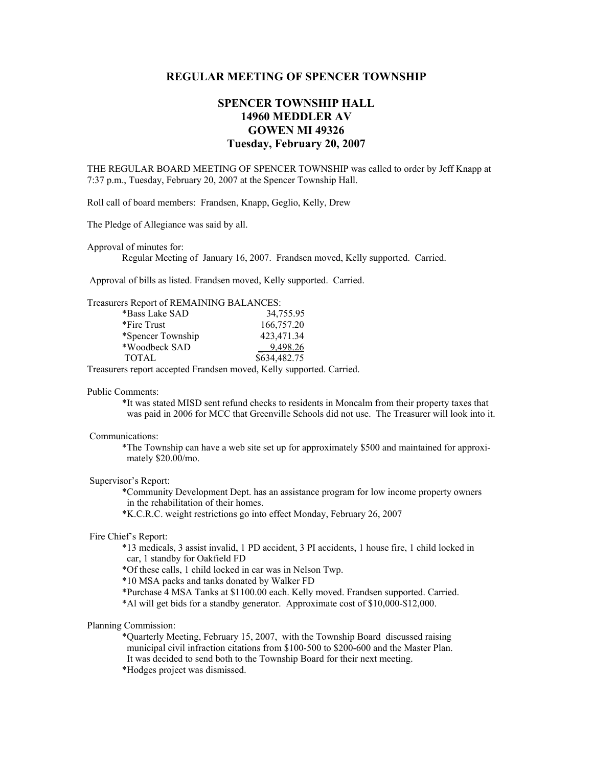## REGULAR MEETING OF SPENCER TOWNSHIP

### SPENCER TOWNSHIP HALL
### 14960 MEDDLER AV
### GOWEN MI 49326
### Tuesday, February 20, 2007

THE REGULAR BOARD MEETING OF SPENCER TOWNSHIP was called to order by Jeff Knapp at 7:37 p.m., Tuesday, February 20, 2007 at the Spencer Township Hall.

Roll call of board members: Frandsen, Knapp, Geglio, Kelly, Drew

The Pledge of Allegiance was said by all.

Approval of minutes for:

Regular Meeting of January 16, 2007. Frandsen moved, Kelly supported. Carried.

Approval of bills as listed. Frandsen moved, Kelly supported. Carried.

Treasurers Report of REMAINING BALANCES:

| | |
|---|---|
| *Bass Lake SAD | 34,755.95 |
| *Fire Trust | 166,757.20 |
| *Spencer Township | 423,471.34 |
| *Woodbeck SAD | 9,498.26 |
| TOTAL | $634,482.75 |

Treasurers report accepted Frandsen moved, Kelly supported. Carried.

Public Comments:

*It was stated MISD sent refund checks to residents in Moncalm from their property taxes that was paid in 2006 for MCC that Greenville Schools did not use. The Treasurer will look into it.

Communications:

*The Township can have a web site set up for approximately $500 and maintained for approximately $20.00/mo.

Supervisor's Report:

*Community Development Dept. has an assistance program for low income property owners in the rehabilitation of their homes.

*K.C.R.C. weight restrictions go into effect Monday, February 26, 2007

Fire Chief's Report:

*13 medicals, 3 assist invalid, 1 PD accident, 3 PI accidents, 1 house fire, 1 child locked in car, 1 standby for Oakfield FD

*Of these calls, 1 child locked in car was in Nelson Twp.

*10 MSA packs and tanks donated by Walker FD

*Purchase 4 MSA Tanks at $1100.00 each. Kelly moved. Frandsen supported. Carried.

*Al will get bids for a standby generator. Approximate cost of $10,000-$12,000.

Planning Commission:

*Quarterly Meeting, February 15, 2007, with the Township Board discussed raising municipal civil infraction citations from $100-500 to $200-600 and the Master Plan. It was decided to send both to the Township Board for their next meeting.

*Hodges project was dismissed.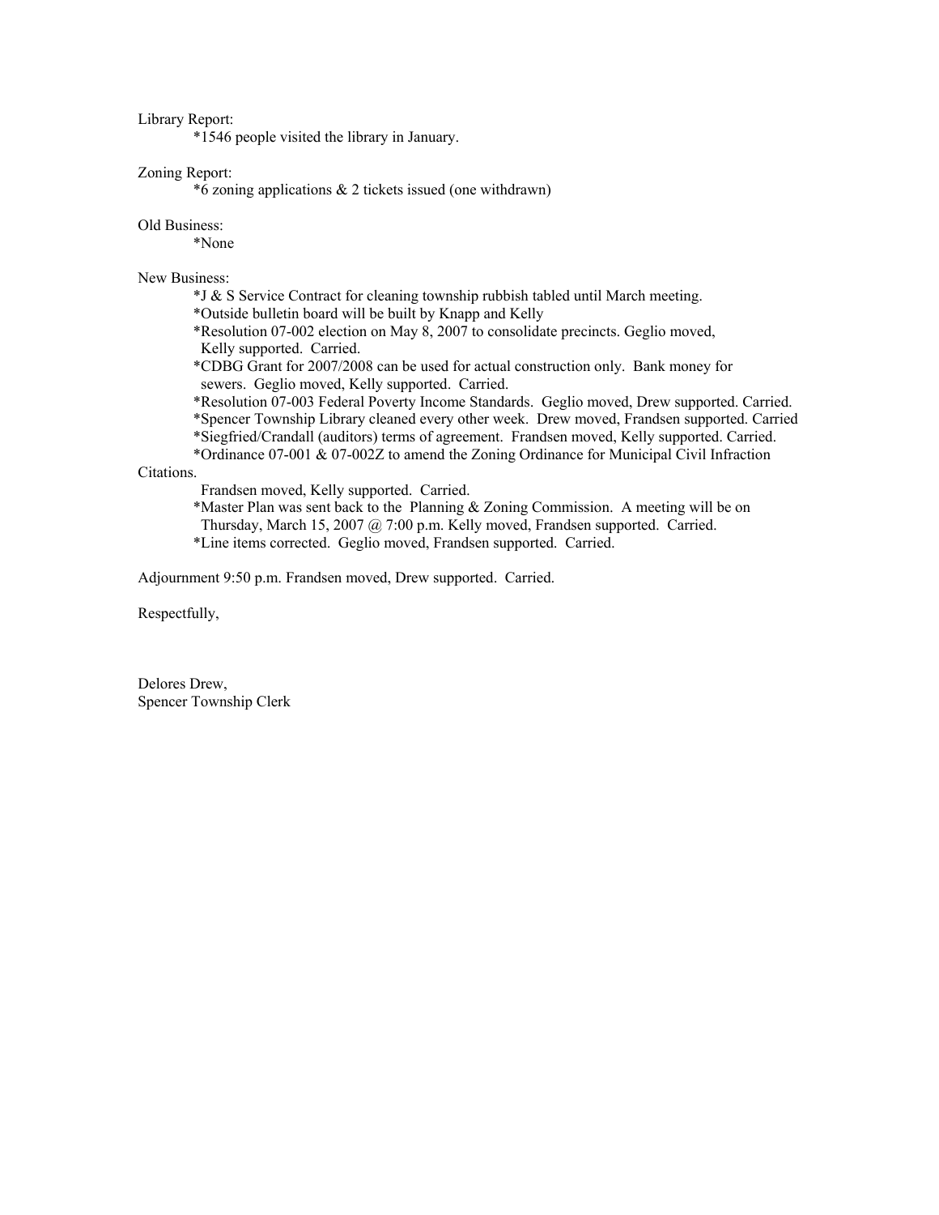Library Report:

*1546 people visited the library in January.

Zoning Report:

*6 zoning applications & 2 tickets issued (one withdrawn)

Old Business:

*None

New Business:

*J & S Service Contract for cleaning township rubbish tabled until March meeting.

*Outside bulletin board will be built by Knapp and Kelly

*Resolution 07-002 election on May 8, 2007 to consolidate precincts. Geglio moved, Kelly supported. Carried.

*CDBG Grant for 2007/2008 can be used for actual construction only. Bank money for sewers. Geglio moved, Kelly supported. Carried.

*Resolution 07-003 Federal Poverty Income Standards. Geglio moved, Drew supported. Carried.

*Spencer Township Library cleaned every other week. Drew moved, Frandsen supported. Carried

*Siegfried/Crandall (auditors) terms of agreement. Frandsen moved, Kelly supported. Carried.

*Ordinance 07-001 & 07-002Z to amend the Zoning Ordinance for Municipal Civil Infraction Citations.

Frandsen moved, Kelly supported. Carried.

*Master Plan was sent back to the Planning & Zoning Commission. A meeting will be on Thursday, March 15, 2007 @ 7:00 p.m. Kelly moved, Frandsen supported. Carried.

*Line items corrected. Geglio moved, Frandsen supported. Carried.

Adjournment 9:50 p.m. Frandsen moved, Drew supported. Carried.

Respectfully,

Delores Drew,
Spencer Township Clerk